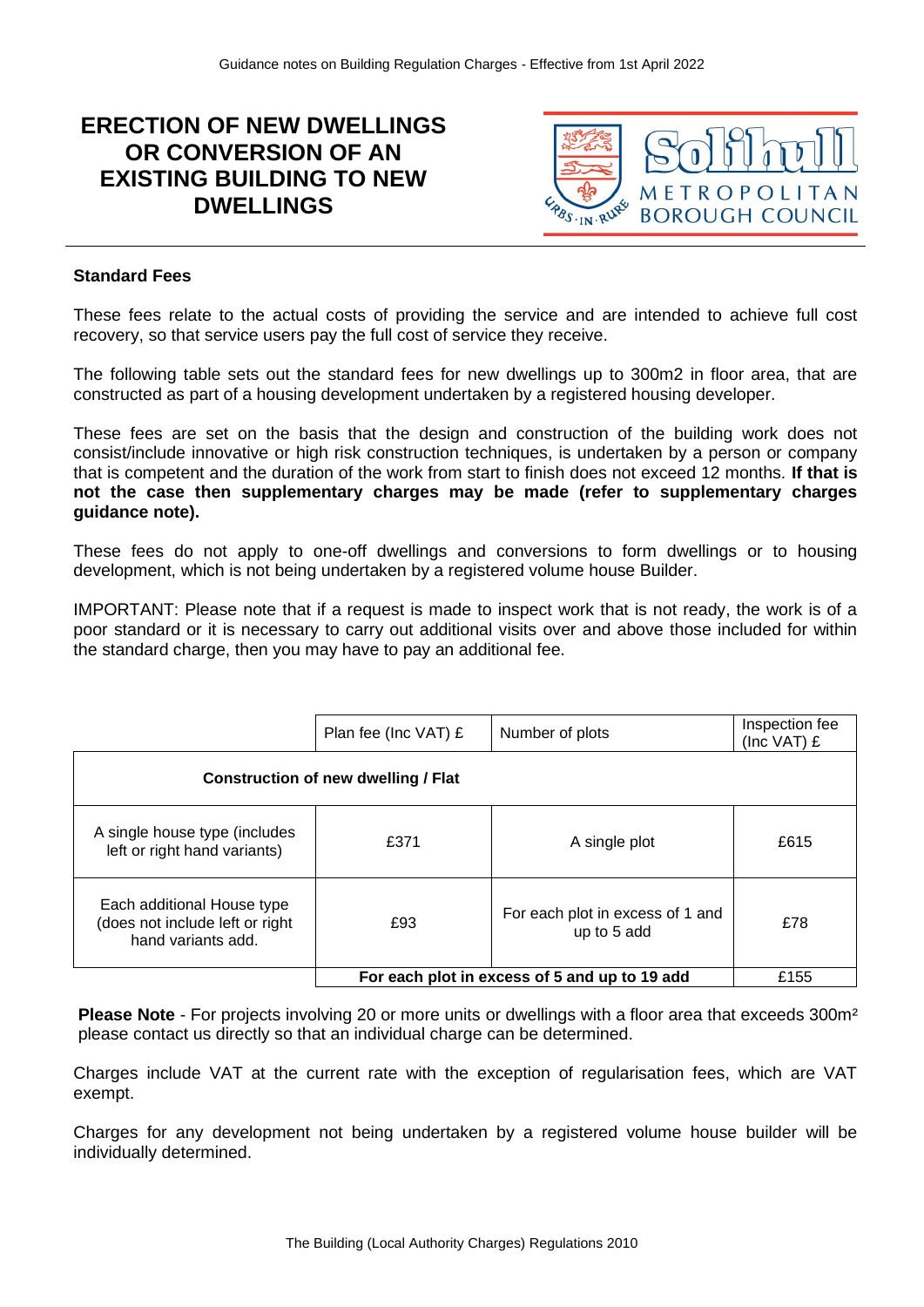# ERECTION OF NEW DWELLINGS OR CONVERSION OF AN EXISTING BUILDING TO NEW DWELLINGS

### Standard Fees

These fees relate to the actual costs of providing the service and are intended to achieve full cost recovery, so that service users pay the full cost of service they receive.

The following table sets out the standard fees for new dwellings up to 300m2 in floor area, that are constructed as part of a housing development undertaken by a registered housing developer.

These fees are set on the basis that the design and construction of the building work does not consist/include innovative or high risk construction techniques, is undertaken by a person or company that is competent and the duration of the work from start to finish does not exceed 12 months. **If that is not the case then supplementary charges may be made (refer to supplementary charges guidance note).**

These fees do not apply to one-off dwellings and conversions to form dwellings or to housing development, which is not being undertaken by a registered volume house Builder.

IMPORTANT: Please note that if a request is made to inspect work that is not ready, the work is of a poor standard or it is necessary to carry out additional visits over and above those included for within the standard charge, then you may have to pay an additional fee.

| | Plan fee (Inc VAT) £ | Number of plots | Inspection fee (Inc VAT) £ |
|---|---|---|---|
| **Construction of new dwelling / Flat** | | | |
| A single house type (includes left or right hand variants) | £371 | A single plot | £615 |
| Each additional House type (does not include left or right hand variants add. | £93 | For each plot in excess of 1 and up to 5 add | £78 |
| | **For each plot in excess of 5 and up to 19 add** | | £155 |

**Please Note** - For projects involving 20 or more units or dwellings with a floor area that exceeds 300m² please contact us directly so that an individual charge can be determined.

Charges include VAT at the current rate with the exception of regularisation fees, which are VAT exempt.

Charges for any development not being undertaken by a registered volume house builder will be individually determined.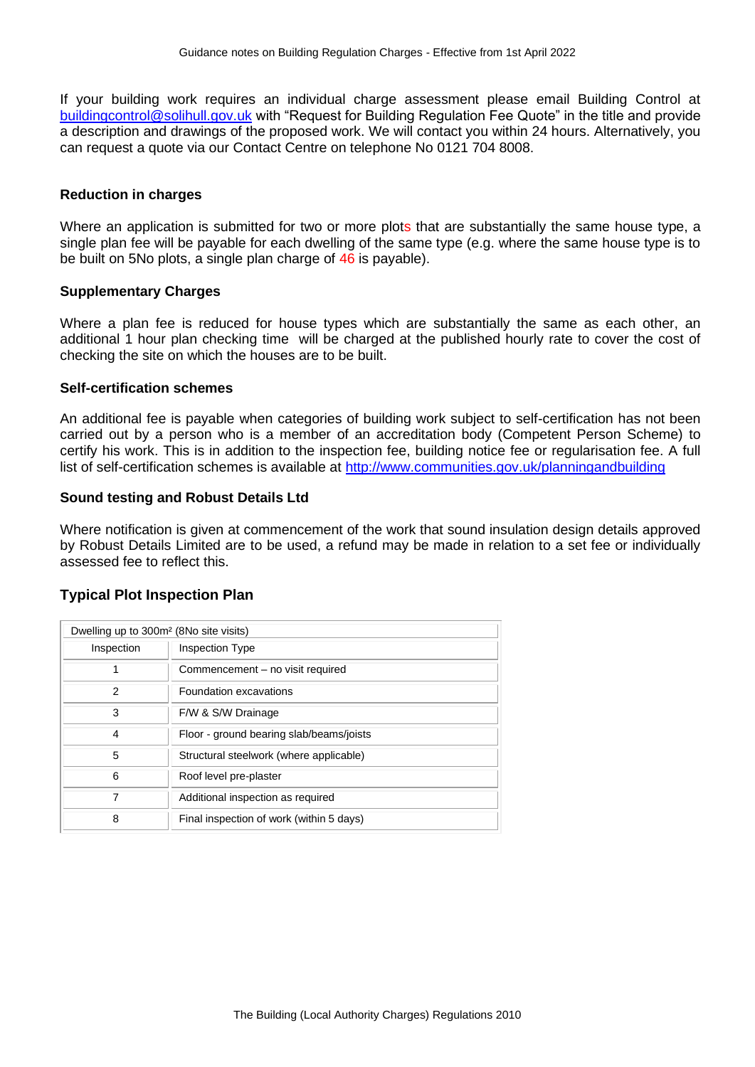If your building work requires an individual charge assessment please email Building Control at buildingcontrol@solihull.gov.uk with "Request for Building Regulation Fee Quote" in the title and provide a description and drawings of the proposed work. We will contact you within 24 hours. Alternatively, you can request a quote via our Contact Centre on telephone No 0121 704 8008.

### Reduction in charges

Where an application is submitted for two or more plots that are substantially the same house type, a single plan fee will be payable for each dwelling of the same type (e.g. where the same house type is to be built on 5No plots, a single plan charge of 46 is payable).

### Supplementary Charges

Where a plan fee is reduced for house types which are substantially the same as each other, an additional 1 hour plan checking time will be charged at the published hourly rate to cover the cost of checking the site on which the houses are to be built.

### Self-certification schemes

An additional fee is payable when categories of building work subject to self-certification has not been carried out by a person who is a member of an accreditation body (Competent Person Scheme) to certify his work. This is in addition to the inspection fee, building notice fee or regularisation fee. A full list of self-certification schemes is available at http://www.communities.gov.uk/planningandbuilding

### Sound testing and Robust Details Ltd

Where notification is given at commencement of the work that sound insulation design details approved by Robust Details Limited are to be used, a refund may be made in relation to a set fee or individually assessed fee to reflect this.

## Typical Plot Inspection Plan

| Dwelling up to 300m² (8No site visits) | |
|---|---|
| Inspection | Inspection Type |
| 1 | Commencement – no visit required |
| 2 | Foundation excavations |
| 3 | F/W & S/W Drainage |
| 4 | Floor - ground bearing slab/beams/joists |
| 5 | Structural steelwork (where applicable) |
| 6 | Roof level pre-plaster |
| 7 | Additional inspection as required |
| 8 | Final inspection of work (within 5 days) |